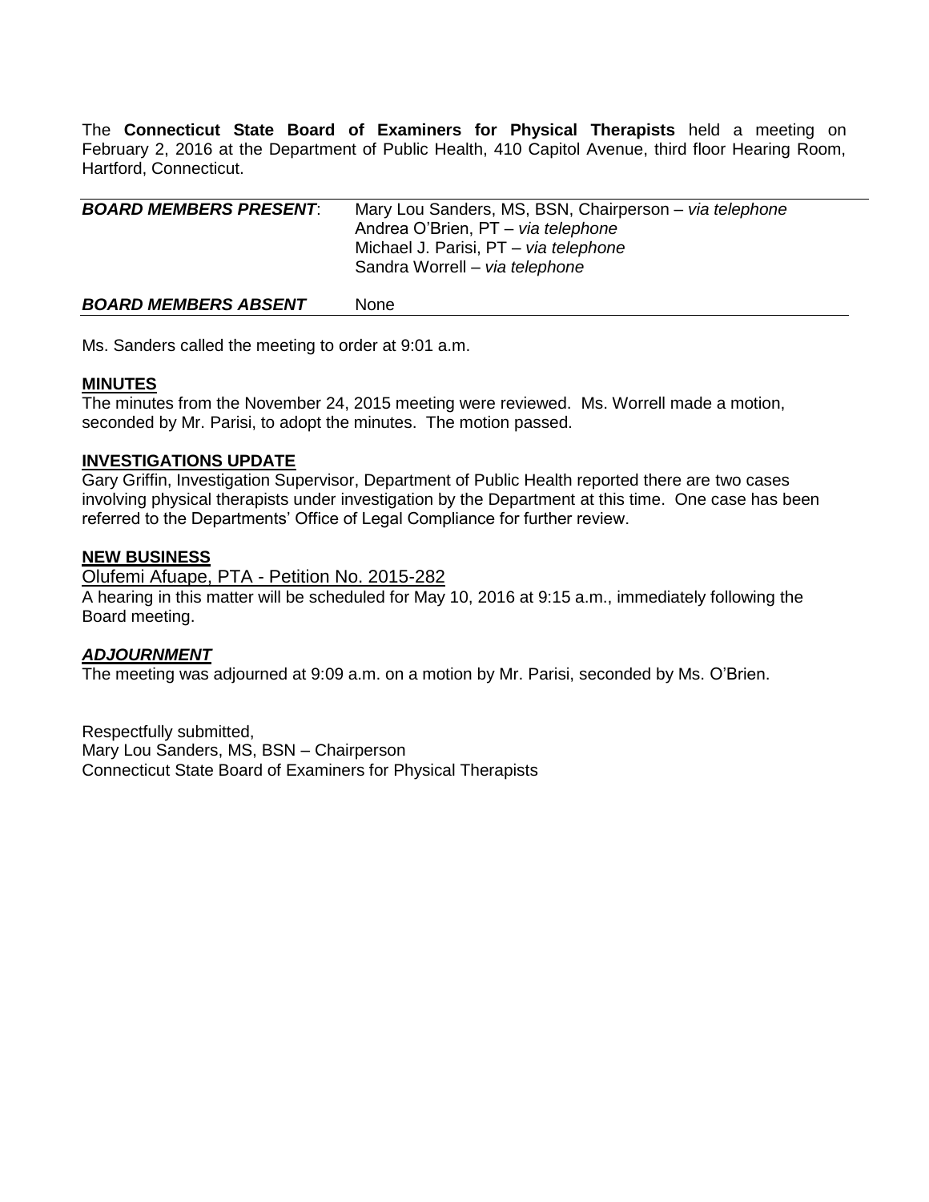The **Connecticut State Board of Examiners for Physical Therapists** held a meeting on February 2, 2016 at the Department of Public Health, 410 Capitol Avenue, third floor Hearing Room, Hartford, Connecticut.

| | |
|---|---|
| ***BOARD MEMBERS PRESENT***: | Mary Lou Sanders, MS, BSN, Chairperson – *via telephone*<br>Andrea O'Brien, PT – *via telephone*<br>Michael J. Parisi, PT – *via telephone*<br>Sandra Worrell – *via telephone* |
| ***BOARD MEMBERS ABSENT*** | None |

Ms. Sanders called the meeting to order at 9:01 a.m.

**MINUTES**

The minutes from the November 24, 2015 meeting were reviewed. Ms. Worrell made a motion, seconded by Mr. Parisi, to adopt the minutes. The motion passed.

**INVESTIGATIONS UPDATE**

Gary Griffin, Investigation Supervisor, Department of Public Health reported there are two cases involving physical therapists under investigation by the Department at this time. One case has been referred to the Departments' Office of Legal Compliance for further review.

**NEW BUSINESS**

Olufemi Afuape, PTA - Petition No. 2015-282

A hearing in this matter will be scheduled for May 10, 2016 at 9:15 a.m., immediately following the Board meeting.

***ADJOURNMENT***

The meeting was adjourned at 9:09 a.m. on a motion by Mr. Parisi, seconded by Ms. O'Brien.

Respectfully submitted,
Mary Lou Sanders, MS, BSN – Chairperson
Connecticut State Board of Examiners for Physical Therapists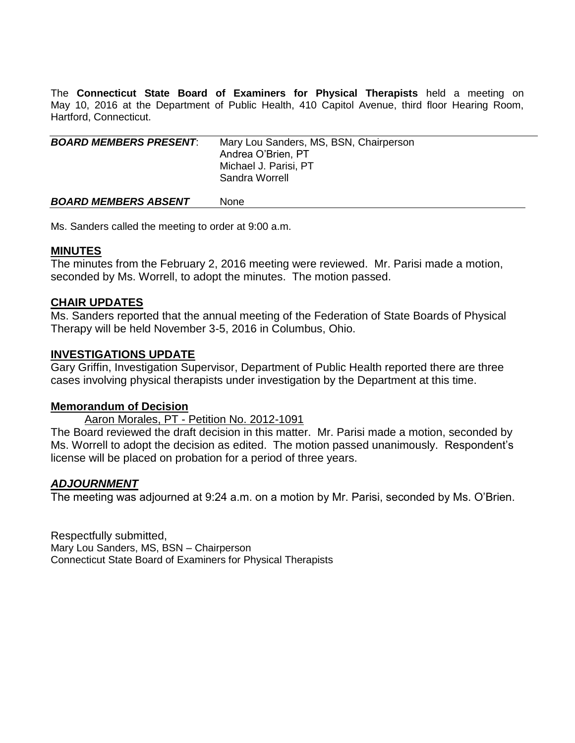The **Connecticut State Board of Examiners for Physical Therapists** held a meeting on May 10, 2016 at the Department of Public Health, 410 Capitol Avenue, third floor Hearing Room, Hartford, Connecticut.

| | |
|---|---|
| ***BOARD MEMBERS PRESENT*:** | Mary Lou Sanders, MS, BSN, Chairperson<br>Andrea O'Brien, PT<br>Michael J. Parisi, PT<br>Sandra Worrell |
| ***BOARD MEMBERS ABSENT*** | None |

Ms. Sanders called the meeting to order at 9:00 a.m.

## MINUTES

The minutes from the February 2, 2016 meeting were reviewed. Mr. Parisi made a motion, seconded by Ms. Worrell, to adopt the minutes. The motion passed.

## CHAIR UPDATES

Ms. Sanders reported that the annual meeting of the Federation of State Boards of Physical Therapy will be held November 3-5, 2016 in Columbus, Ohio.

## INVESTIGATIONS UPDATE

Gary Griffin, Investigation Supervisor, Department of Public Health reported there are three cases involving physical therapists under investigation by the Department at this time.

### Memorandum of Decision

Aaron Morales, PT - Petition No. 2012-1091

The Board reviewed the draft decision in this matter. Mr. Parisi made a motion, seconded by Ms. Worrell to adopt the decision as edited. The motion passed unanimously. Respondent's license will be placed on probation for a period of three years.

## *ADJOURNMENT*

The meeting was adjourned at 9:24 a.m. on a motion by Mr. Parisi, seconded by Ms. O'Brien.

Respectfully submitted,
Mary Lou Sanders, MS, BSN – Chairperson
Connecticut State Board of Examiners for Physical Therapists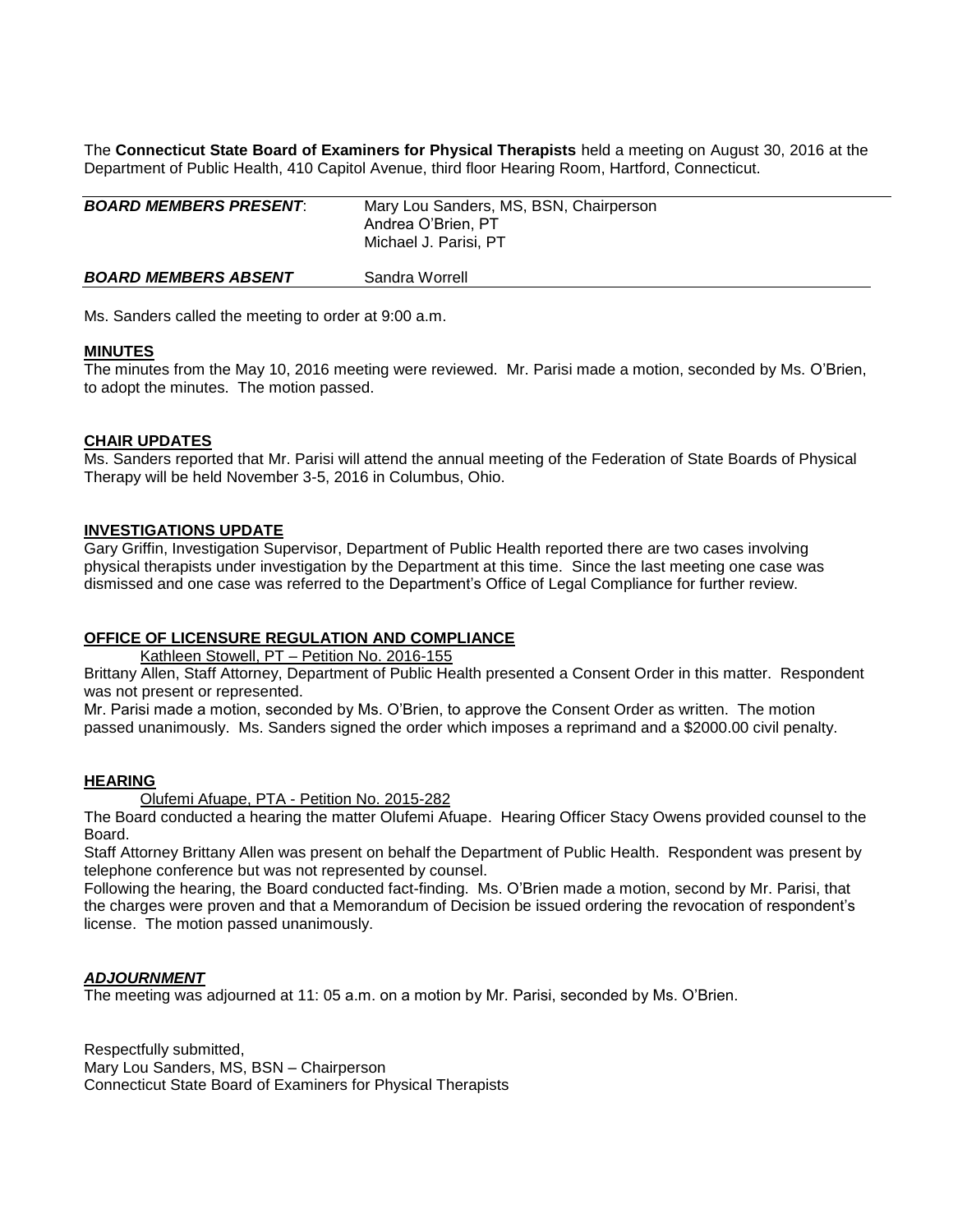The **Connecticut State Board of Examiners for Physical Therapists** held a meeting on August 30, 2016 at the Department of Public Health, 410 Capitol Avenue, third floor Hearing Room, Hartford, Connecticut.

| | |
|---|---|
| ***BOARD MEMBERS PRESENT*:** | Mary Lou Sanders, MS, BSN, Chairperson<br>Andrea O'Brien, PT<br>Michael J. Parisi, PT |
| ***BOARD MEMBERS ABSENT*** | Sandra Worrell |

Ms. Sanders called the meeting to order at 9:00 a.m.

**MINUTES**

The minutes from the May 10, 2016 meeting were reviewed. Mr. Parisi made a motion, seconded by Ms. O'Brien, to adopt the minutes. The motion passed.

**CHAIR UPDATES**

Ms. Sanders reported that Mr. Parisi will attend the annual meeting of the Federation of State Boards of Physical Therapy will be held November 3-5, 2016 in Columbus, Ohio.

**INVESTIGATIONS UPDATE**

Gary Griffin, Investigation Supervisor, Department of Public Health reported there are two cases involving physical therapists under investigation by the Department at this time. Since the last meeting one case was dismissed and one case was referred to the Department's Office of Legal Compliance for further review.

**OFFICE OF LICENSURE REGULATION AND COMPLIANCE**

Kathleen Stowell, PT – Petition No. 2016-155

Brittany Allen, Staff Attorney, Department of Public Health presented a Consent Order in this matter. Respondent was not present or represented.

Mr. Parisi made a motion, seconded by Ms. O'Brien, to approve the Consent Order as written. The motion passed unanimously. Ms. Sanders signed the order which imposes a reprimand and a $2000.00 civil penalty.

**HEARING**

Olufemi Afuape, PTA - Petition No. 2015-282

The Board conducted a hearing the matter Olufemi Afuape. Hearing Officer Stacy Owens provided counsel to the Board.

Staff Attorney Brittany Allen was present on behalf the Department of Public Health. Respondent was present by telephone conference but was not represented by counsel.

Following the hearing, the Board conducted fact-finding. Ms. O'Brien made a motion, second by Mr. Parisi, that the charges were proven and that a Memorandum of Decision be issued ordering the revocation of respondent's license. The motion passed unanimously.

***ADJOURNMENT***

The meeting was adjourned at 11: 05 a.m. on a motion by Mr. Parisi, seconded by Ms. O'Brien.

Respectfully submitted,
Mary Lou Sanders, MS, BSN – Chairperson
Connecticut State Board of Examiners for Physical Therapists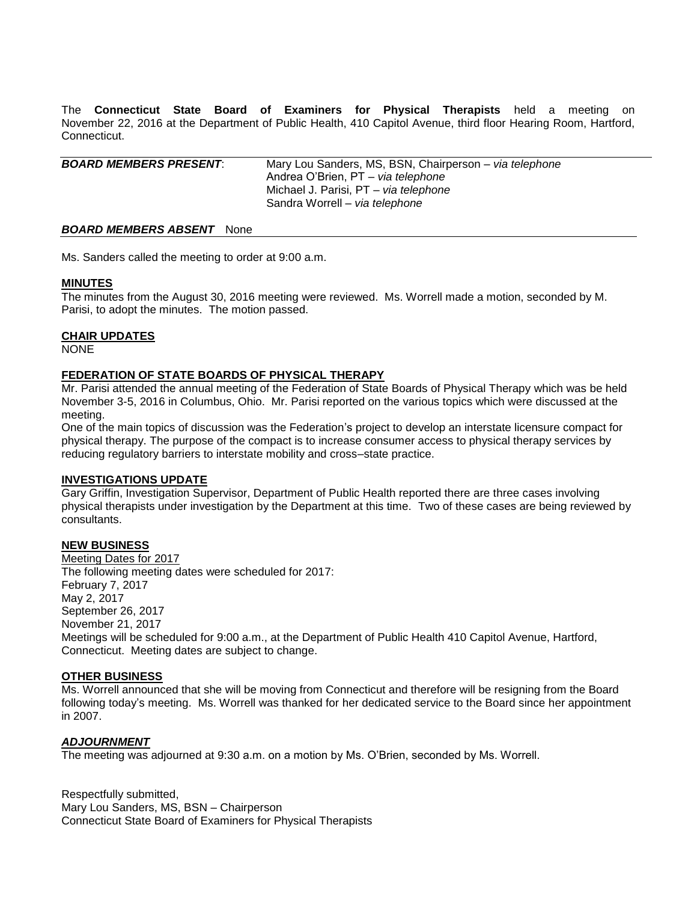The **Connecticut State Board of Examiners for Physical Therapists** held a meeting on November 22, 2016 at the Department of Public Health, 410 Capitol Avenue, third floor Hearing Room, Hartford, Connecticut.

***BOARD MEMBERS PRESENT***: Mary Lou Sanders, MS, BSN, Chairperson – *via telephone*
Andrea O'Brien, PT – *via telephone*
Michael J. Parisi, PT – *via telephone*
Sandra Worrell – *via telephone*

***BOARD MEMBERS ABSENT*** None

Ms. Sanders called the meeting to order at 9:00 a.m.

**MINUTES**

The minutes from the August 30, 2016 meeting were reviewed. Ms. Worrell made a motion, seconded by M. Parisi, to adopt the minutes. The motion passed.

**CHAIR UPDATES**

NONE

**FEDERATION OF STATE BOARDS OF PHYSICAL THERAPY**

Mr. Parisi attended the annual meeting of the Federation of State Boards of Physical Therapy which was be held November 3-5, 2016 in Columbus, Ohio. Mr. Parisi reported on the various topics which were discussed at the meeting.

One of the main topics of discussion was the Federation's project to develop an interstate licensure compact for physical therapy. The purpose of the compact is to increase consumer access to physical therapy services by reducing regulatory barriers to interstate mobility and cross–state practice.

**INVESTIGATIONS UPDATE**

Gary Griffin, Investigation Supervisor, Department of Public Health reported there are three cases involving physical therapists under investigation by the Department at this time. Two of these cases are being reviewed by consultants.

**NEW BUSINESS**

Meeting Dates for 2017

The following meeting dates were scheduled for 2017:

February 7, 2017

May 2, 2017

September 26, 2017

November 21, 2017

Meetings will be scheduled for 9:00 a.m., at the Department of Public Health 410 Capitol Avenue, Hartford, Connecticut. Meeting dates are subject to change.

**OTHER BUSINESS**

Ms. Worrell announced that she will be moving from Connecticut and therefore will be resigning from the Board following today's meeting. Ms. Worrell was thanked for her dedicated service to the Board since her appointment in 2007.

***ADJOURNMENT***

The meeting was adjourned at 9:30 a.m. on a motion by Ms. O'Brien, seconded by Ms. Worrell.

Respectfully submitted,
Mary Lou Sanders, MS, BSN – Chairperson
Connecticut State Board of Examiners for Physical Therapists